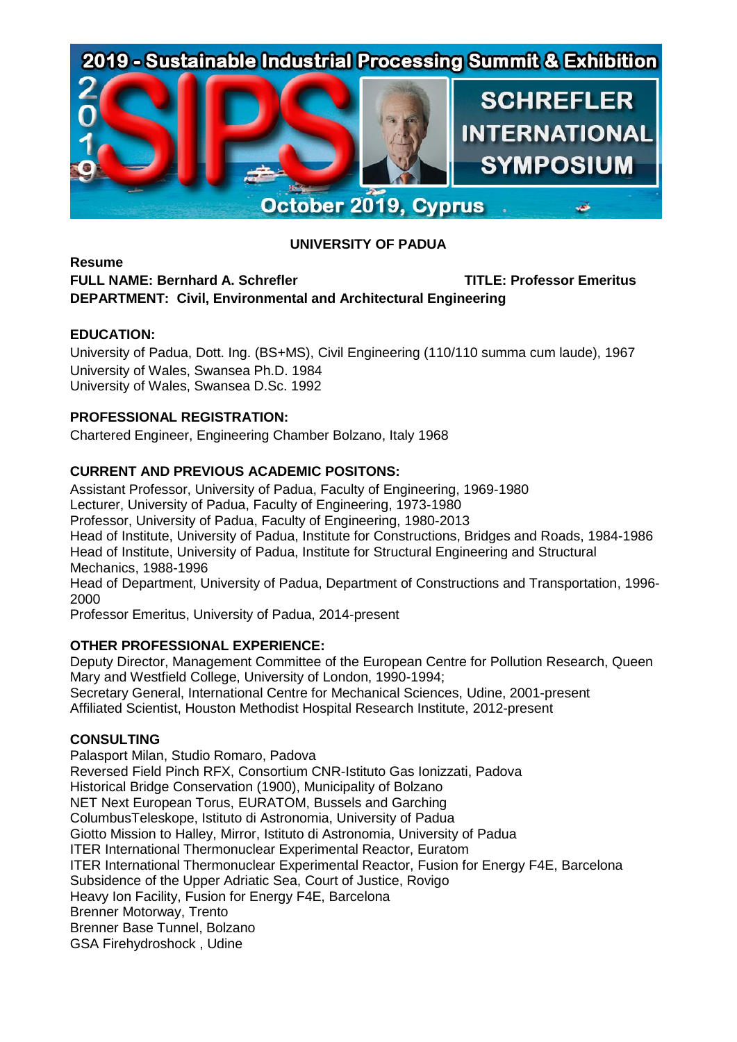2019 - Sustainable Industrial Processing Summit & Exhibition

SCHREFLER INTERNATIONAL SYMPOSIUM

October 2019, Cyprus

**UNIVERSITY OF PADUA**

**Resume**

**FULL NAME: Bernhard A. Schrefler** **TITLE: Professor Emeritus**

**DEPARTMENT: Civil, Environmental and Architectural Engineering**

**EDUCATION:**

University of Padua, Dott. Ing. (BS+MS), Civil Engineering (110/110 summa cum laude), 1967
University of Wales, Swansea Ph.D. 1984
University of Wales, Swansea D.Sc. 1992

**PROFESSIONAL REGISTRATION:**

Chartered Engineer, Engineering Chamber Bolzano, Italy 1968

**CURRENT AND PREVIOUS ACADEMIC POSITONS:**

Assistant Professor, University of Padua, Faculty of Engineering, 1969-1980
Lecturer, University of Padua, Faculty of Engineering, 1973-1980
Professor, University of Padua, Faculty of Engineering, 1980-2013
Head of Institute, University of Padua, Institute for Constructions, Bridges and Roads, 1984-1986
Head of Institute, University of Padua, Institute for Structural Engineering and Structural Mechanics, 1988-1996
Head of Department, University of Padua, Department of Constructions and Transportation, 1996-2000
Professor Emeritus, University of Padua, 2014-present

**OTHER PROFESSIONAL EXPERIENCE:**

Deputy Director, Management Committee of the European Centre for Pollution Research, Queen Mary and Westfield College, University of London, 1990-1994;
Secretary General, International Centre for Mechanical Sciences, Udine, 2001-present
Affiliated Scientist, Houston Methodist Hospital Research Institute, 2012-present

**CONSULTING**

Palasport Milan, Studio Romaro, Padova
Reversed Field Pinch RFX, Consortium CNR-Istituto Gas Ionizzati, Padova
Historical Bridge Conservation (1900), Municipality of Bolzano
NET Next European Torus, EURATOM, Bussels and Garching
ColumbusTeleskope, Istituto di Astronomia, University of Padua
Giotto Mission to Halley, Mirror, Istituto di Astronomia, University of Padua
ITER International Thermonuclear Experimental Reactor, Euratom
ITER International Thermonuclear Experimental Reactor, Fusion for Energy F4E, Barcelona
Subsidence of the Upper Adriatic Sea, Court of Justice, Rovigo
Heavy Ion Facility, Fusion for Energy F4E, Barcelona
Brenner Motorway, Trento
Brenner Base Tunnel, Bolzano
GSA Firehydroshock , Udine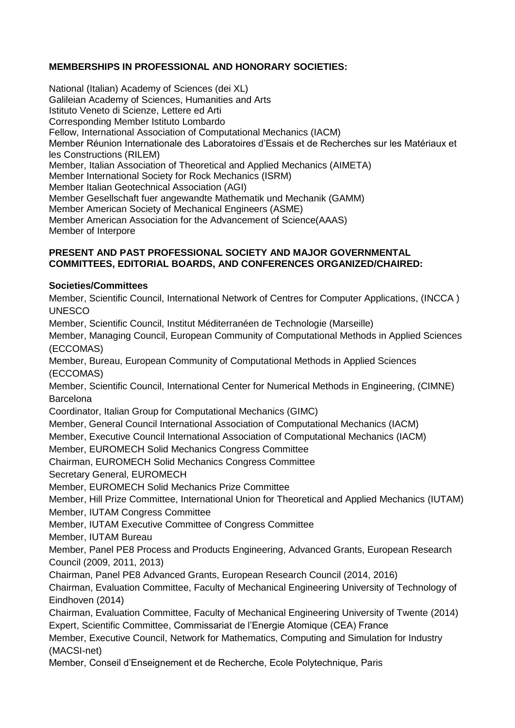**MEMBERSHIPS IN PROFESSIONAL AND HONORARY SOCIETIES:**

National (Italian) Academy of Sciences (dei XL)
Galileian Academy of Sciences, Humanities and Arts
Istituto Veneto di Scienze, Lettere ed Arti
Corresponding Member Istituto Lombardo
Fellow, International Association of Computational Mechanics (IACM)
Member Réunion Internationale des Laboratoires d'Essais et de Recherches sur les Matériaux et les Constructions (RILEM)
Member, Italian Association of Theoretical and Applied Mechanics (AIMETA)
Member International Society for Rock Mechanics (ISRM)
Member Italian Geotechnical Association (AGI)
Member Gesellschaft fuer angewandte Mathematik und Mechanik (GAMM)
Member American Society of Mechanical Engineers (ASME)
Member American Association for the Advancement of Science(AAAS)
Member of Interpore

**PRESENT AND PAST PROFESSIONAL SOCIETY AND MAJOR GOVERNMENTAL COMMITTEES, EDITORIAL BOARDS, AND CONFERENCES ORGANIZED/CHAIRED:**

**Societies/Committees**

Member, Scientific Council, International Network of Centres for Computer Applications, (INCCA ) UNESCO
Member, Scientific Council, Institut Méditerranéen de Technologie (Marseille)
Member, Managing Council, European Community of Computational Methods in Applied Sciences (ECCOMAS)
Member, Bureau, European Community of Computational Methods in Applied Sciences (ECCOMAS)
Member, Scientific Council, International Center for Numerical Methods in Engineering, (CIMNE) Barcelona
Coordinator, Italian Group for Computational Mechanics (GIMC)
Member, General Council International Association of Computational Mechanics (IACM)
Member, Executive Council International Association of Computational Mechanics (IACM)
Member, EUROMECH Solid Mechanics Congress Committee
Chairman, EUROMECH Solid Mechanics Congress Committee
Secretary General, EUROMECH
Member, EUROMECH Solid Mechanics Prize Committee
Member, Hill Prize Committee, International Union for Theoretical and Applied Mechanics (IUTAM)
Member, IUTAM Congress Committee
Member, IUTAM Executive Committee of Congress Committee
Member, IUTAM Bureau
Member, Panel PE8 Process and Products Engineering, Advanced Grants, European Research Council (2009, 2011, 2013)
Chairman, Panel PE8 Advanced Grants, European Research Council (2014, 2016)
Chairman, Evaluation Committee, Faculty of Mechanical Engineering University of Technology of Eindhoven (2014)
Chairman, Evaluation Committee, Faculty of Mechanical Engineering University of Twente (2014)
Expert, Scientific Committee, Commissariat de l'Energie Atomique (CEA) France
Member, Executive Council, Network for Mathematics, Computing and Simulation for Industry (MACSI-net)
Member, Conseil d'Enseignement et de Recherche, Ecole Polytechnique, Paris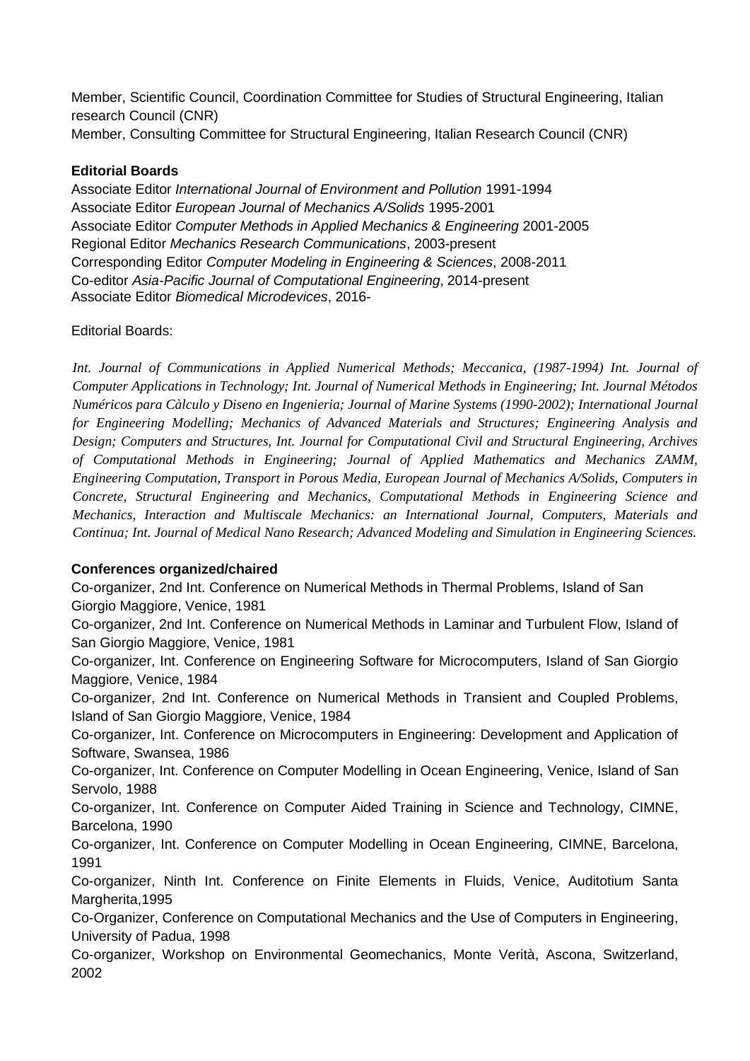Member, Scientific Council, Coordination Committee for Studies of Structural Engineering, Italian research Council (CNR)
Member, Consulting Committee for Structural Engineering, Italian Research Council (CNR)

**Editorial Boards**

Associate Editor *International Journal of Environment and Pollution* 1991-1994
Associate Editor *European Journal of Mechanics A/Solids* 1995-2001
Associate Editor *Computer Methods in Applied Mechanics & Engineering* 2001-2005
Regional Editor *Mechanics Research Communications*, 2003-present
Corresponding Editor *Computer Modeling in Engineering & Sciences*, 2008-2011
Co-editor *Asia-Pacific Journal of Computational Engineering*, 2014-present
Associate Editor *Biomedical Microdevices*, 2016-

Editorial Boards:

*Int. Journal of Communications in Applied Numerical Methods; Meccanica, (1987-1994) Int. Journal of Computer Applications in Technology; Int. Journal of Numerical Methods in Engineering; Int. Journal Métodos Numéricos para Càlculo y Diseno en Ingenieria; Journal of Marine Systems (1990-2002); International Journal for Engineering Modelling; Mechanics of Advanced Materials and Structures; Engineering Analysis and Design; Computers and Structures, Int. Journal for Computational Civil and Structural Engineering, Archives of Computational Methods in Engineering; Journal of Applied Mathematics and Mechanics ZAMM, Engineering Computation, Transport in Porous Media, European Journal of Mechanics A/Solids, Computers in Concrete, Structural Engineering and Mechanics, Computational Methods in Engineering Science and Mechanics, Interaction and Multiscale Mechanics: an International Journal, Computers, Materials and Continua; Int. Journal of Medical Nano Research; Advanced Modeling and Simulation in Engineering Sciences.*

**Conferences organized/chaired**

Co-organizer, 2nd Int. Conference on Numerical Methods in Thermal Problems, Island of San Giorgio Maggiore, Venice, 1981
Co-organizer, 2nd Int. Conference on Numerical Methods in Laminar and Turbulent Flow, Island of San Giorgio Maggiore, Venice, 1981
Co-organizer, Int. Conference on Engineering Software for Microcomputers, Island of San Giorgio Maggiore, Venice, 1984
Co-organizer, 2nd Int. Conference on Numerical Methods in Transient and Coupled Problems, Island of San Giorgio Maggiore, Venice, 1984
Co-organizer, Int. Conference on Microcomputers in Engineering: Development and Application of Software, Swansea, 1986
Co-organizer, Int. Conference on Computer Modelling in Ocean Engineering, Venice, Island of San Servolo, 1988
Co-organizer, Int. Conference on Computer Aided Training in Science and Technology, CIMNE, Barcelona, 1990
Co-organizer, Int. Conference on Computer Modelling in Ocean Engineering, CIMNE, Barcelona, 1991
Co-organizer, Ninth Int. Conference on Finite Elements in Fluids, Venice, Auditotium Santa Margherita,1995
Co-Organizer, Conference on Computational Mechanics and the Use of Computers in Engineering, University of Padua, 1998
Co-organizer, Workshop on Environmental Geomechanics, Monte Verità, Ascona, Switzerland, 2002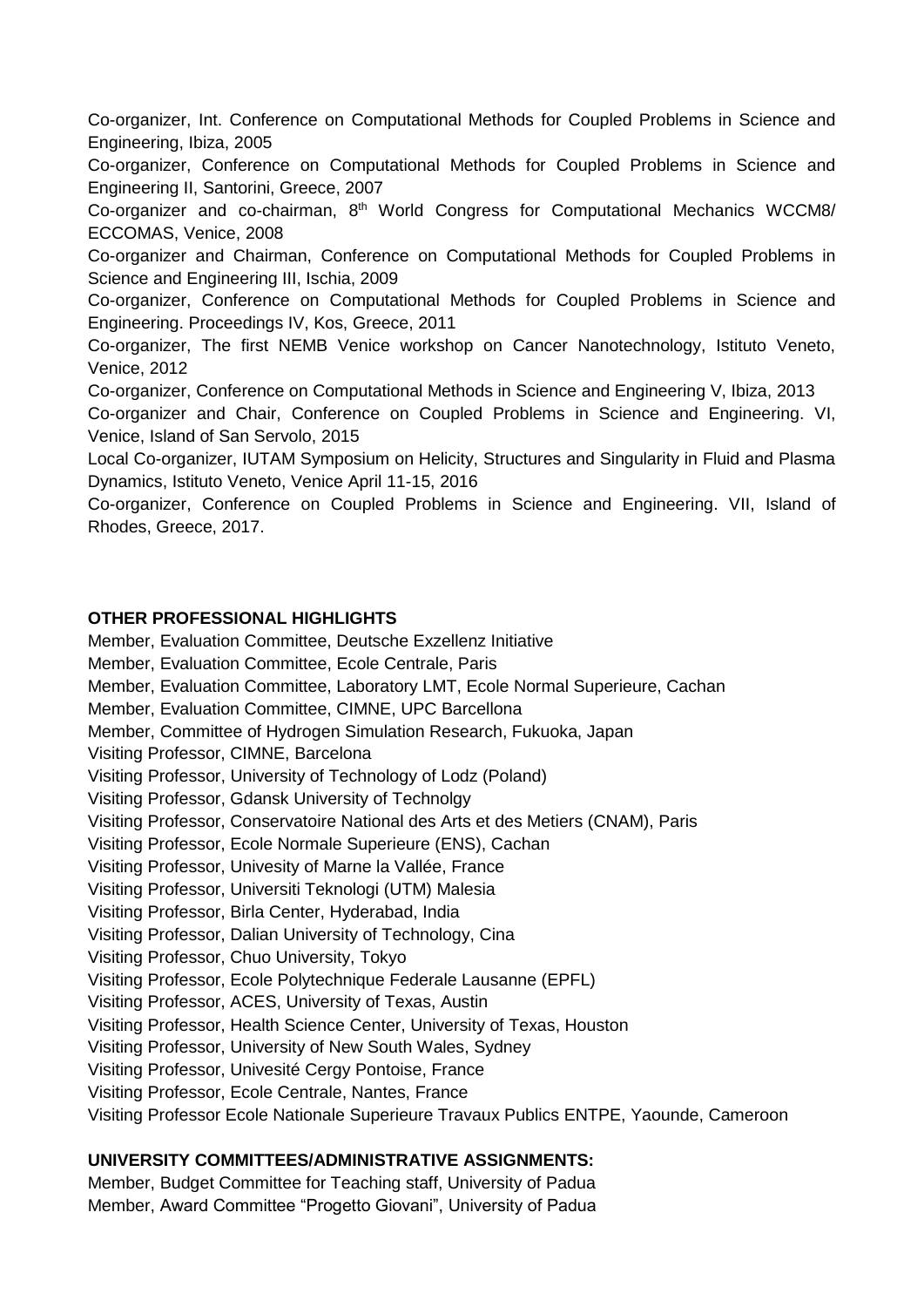Co-organizer, Int. Conference on Computational Methods for Coupled Problems in Science and Engineering, Ibiza, 2005

Co-organizer, Conference on Computational Methods for Coupled Problems in Science and Engineering II, Santorini, Greece, 2007

Co-organizer and co-chairman, 8th World Congress for Computational Mechanics WCCM8/ ECCOMAS, Venice, 2008

Co-organizer and Chairman, Conference on Computational Methods for Coupled Problems in Science and Engineering III, Ischia, 2009

Co-organizer, Conference on Computational Methods for Coupled Problems in Science and Engineering. Proceedings IV, Kos, Greece, 2011

Co-organizer, The first NEMB Venice workshop on Cancer Nanotechnology, Istituto Veneto, Venice, 2012

Co-organizer, Conference on Computational Methods in Science and Engineering V, Ibiza, 2013

Co-organizer and Chair, Conference on Coupled Problems in Science and Engineering. VI, Venice, Island of San Servolo, 2015

Local Co-organizer, IUTAM Symposium on Helicity, Structures and Singularity in Fluid and Plasma Dynamics, Istituto Veneto, Venice April 11-15, 2016

Co-organizer, Conference on Coupled Problems in Science and Engineering. VII, Island of Rhodes, Greece, 2017.

**OTHER PROFESSIONAL HIGHLIGHTS**

Member, Evaluation Committee, Deutsche Exzellenz Initiative

Member, Evaluation Committee, Ecole Centrale, Paris

Member, Evaluation Committee, Laboratory LMT, Ecole Normal Superieure, Cachan

Member, Evaluation Committee, CIMNE, UPC Barcellona

Member, Committee of Hydrogen Simulation Research, Fukuoka, Japan

Visiting Professor, CIMNE, Barcelona

Visiting Professor, University of Technology of Lodz (Poland)

Visiting Professor, Gdansk University of Technolgy

Visiting Professor, Conservatoire National des Arts et des Metiers (CNAM), Paris

Visiting Professor, Ecole Normale Superieure (ENS), Cachan

Visiting Professor, Univesity of Marne la Vallée, France

Visiting Professor, Universiti Teknologi (UTM) Malesia

Visiting Professor, Birla Center, Hyderabad, India

Visiting Professor, Dalian University of Technology, Cina

Visiting Professor, Chuo University, Tokyo

Visiting Professor, Ecole Polytechnique Federale Lausanne (EPFL)

Visiting Professor, ACES, University of Texas, Austin

Visiting Professor, Health Science Center, University of Texas, Houston

Visiting Professor, University of New South Wales, Sydney

Visiting Professor, Univesité Cergy Pontoise, France

Visiting Professor, Ecole Centrale, Nantes, France

Visiting Professor Ecole Nationale Superieure Travaux Publics ENTPE, Yaounde, Cameroon

**UNIVERSITY COMMITTEES/ADMINISTRATIVE ASSIGNMENTS:**

Member, Budget Committee for Teaching staff, University of Padua

Member, Award Committee “Progetto Giovani”, University of Padua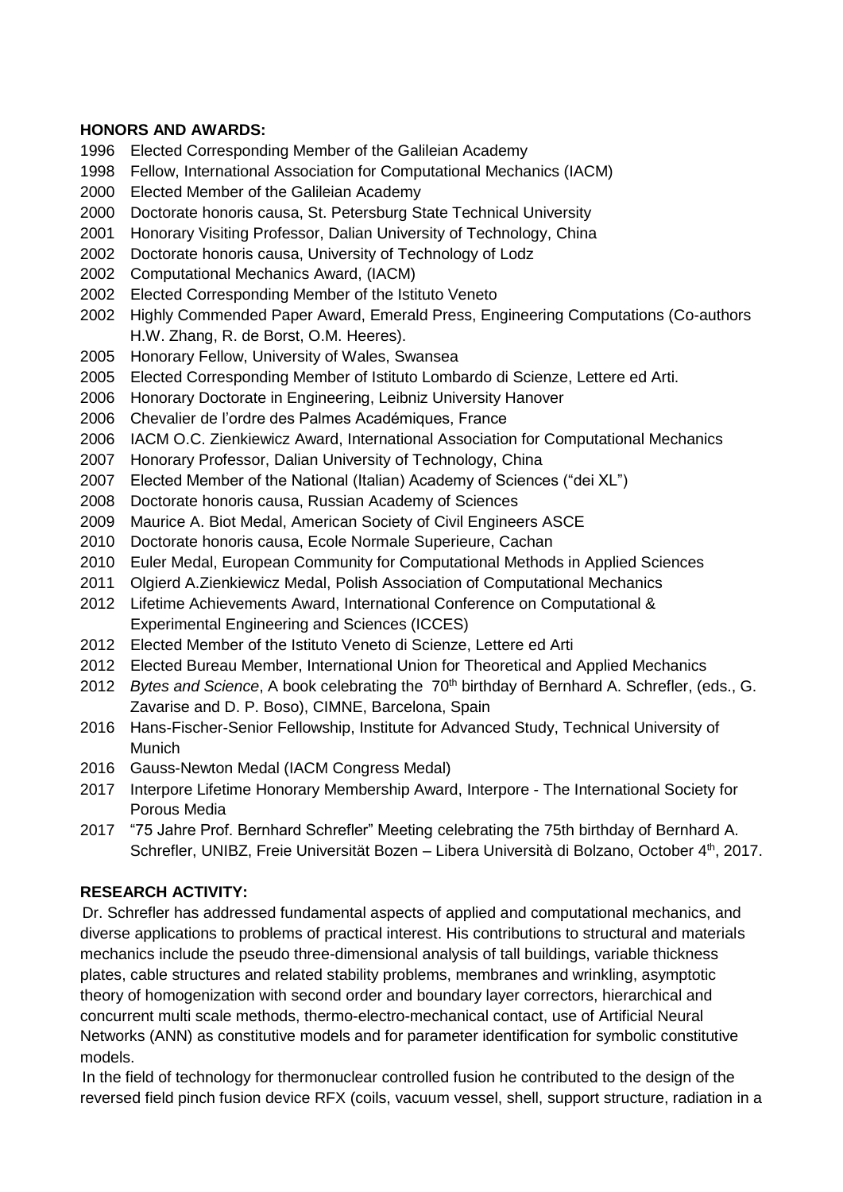**HONORS AND AWARDS:**

1996 Elected Corresponding Member of the Galileian Academy
1998 Fellow, International Association for Computational Mechanics (IACM)
2000 Elected Member of the Galileian Academy
2000 Doctorate honoris causa, St. Petersburg State Technical University
2001 Honorary Visiting Professor, Dalian University of Technology, China
2002 Doctorate honoris causa, University of Technology of Lodz
2002 Computational Mechanics Award, (IACM)
2002 Elected Corresponding Member of the Istituto Veneto
2002 Highly Commended Paper Award, Emerald Press, Engineering Computations (Co-authors H.W. Zhang, R. de Borst, O.M. Heeres).
2005 Honorary Fellow, University of Wales, Swansea
2005 Elected Corresponding Member of Istituto Lombardo di Scienze, Lettere ed Arti.
2006 Honorary Doctorate in Engineering, Leibniz University Hanover
2006 Chevalier de l'ordre des Palmes Académiques, France
2006 IACM O.C. Zienkiewicz Award, International Association for Computational Mechanics
2007 Honorary Professor, Dalian University of Technology, China
2007 Elected Member of the National (Italian) Academy of Sciences ("dei XL")
2008 Doctorate honoris causa, Russian Academy of Sciences
2009 Maurice A. Biot Medal, American Society of Civil Engineers ASCE
2010 Doctorate honoris causa, Ecole Normale Superieure, Cachan
2010 Euler Medal, European Community for Computational Methods in Applied Sciences
2011 Olgierd A.Zienkiewicz Medal, Polish Association of Computational Mechanics
2012 Lifetime Achievements Award, International Conference on Computational & Experimental Engineering and Sciences (ICCES)
2012 Elected Member of the Istituto Veneto di Scienze, Lettere ed Arti
2012 Elected Bureau Member, International Union for Theoretical and Applied Mechanics
2012 *Bytes and Science*, A book celebrating the 70th birthday of Bernhard A. Schrefler, (eds., G. Zavarise and D. P. Boso), CIMNE, Barcelona, Spain
2016 Hans-Fischer-Senior Fellowship, Institute for Advanced Study, Technical University of Munich
2016 Gauss-Newton Medal (IACM Congress Medal)
2017 Interpore Lifetime Honorary Membership Award, Interpore - The International Society for Porous Media
2017 "75 Jahre Prof. Bernhard Schrefler" Meeting celebrating the 75th birthday of Bernhard A. Schrefler, UNIBZ, Freie Universität Bozen – Libera Università di Bolzano, October 4th, 2017.

**RESEARCH ACTIVITY:**

Dr. Schrefler has addressed fundamental aspects of applied and computational mechanics, and diverse applications to problems of practical interest. His contributions to structural and materials mechanics include the pseudo three-dimensional analysis of tall buildings, variable thickness plates, cable structures and related stability problems, membranes and wrinkling, asymptotic theory of homogenization with second order and boundary layer correctors, hierarchical and concurrent multi scale methods, thermo-electro-mechanical contact, use of Artificial Neural Networks (ANN) as constitutive models and for parameter identification for symbolic constitutive models.

In the field of technology for thermonuclear controlled fusion he contributed to the design of the reversed field pinch fusion device RFX (coils, vacuum vessel, shell, support structure, radiation in a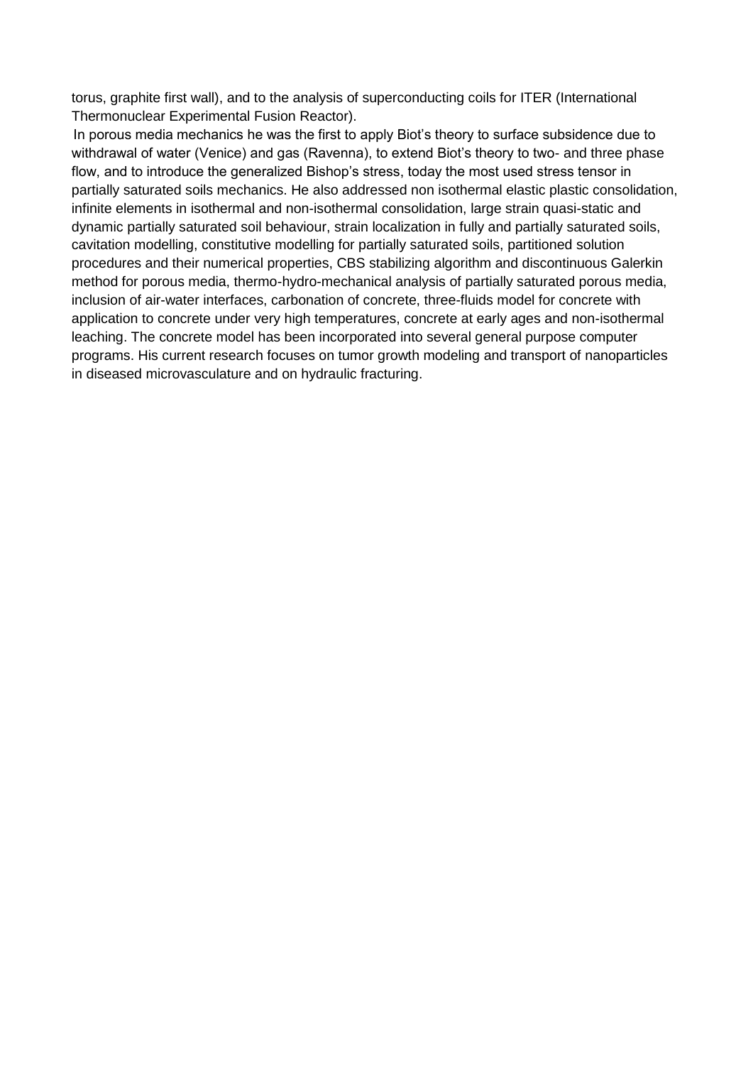torus, graphite first wall), and to the analysis of superconducting coils for ITER (International Thermonuclear Experimental Fusion Reactor).

In porous media mechanics he was the first to apply Biot's theory to surface subsidence due to withdrawal of water (Venice) and gas (Ravenna), to extend Biot's theory to two- and three phase flow, and to introduce the generalized Bishop's stress, today the most used stress tensor in partially saturated soils mechanics. He also addressed non isothermal elastic plastic consolidation, infinite elements in isothermal and non-isothermal consolidation, large strain quasi-static and dynamic partially saturated soil behaviour, strain localization in fully and partially saturated soils, cavitation modelling, constitutive modelling for partially saturated soils, partitioned solution procedures and their numerical properties, CBS stabilizing algorithm and discontinuous Galerkin method for porous media, thermo-hydro-mechanical analysis of partially saturated porous media, inclusion of air-water interfaces, carbonation of concrete, three-fluids model for concrete with application to concrete under very high temperatures, concrete at early ages and non-isothermal leaching. The concrete model has been incorporated into several general purpose computer programs. His current research focuses on tumor growth modeling and transport of nanoparticles in diseased microvasculature and on hydraulic fracturing.